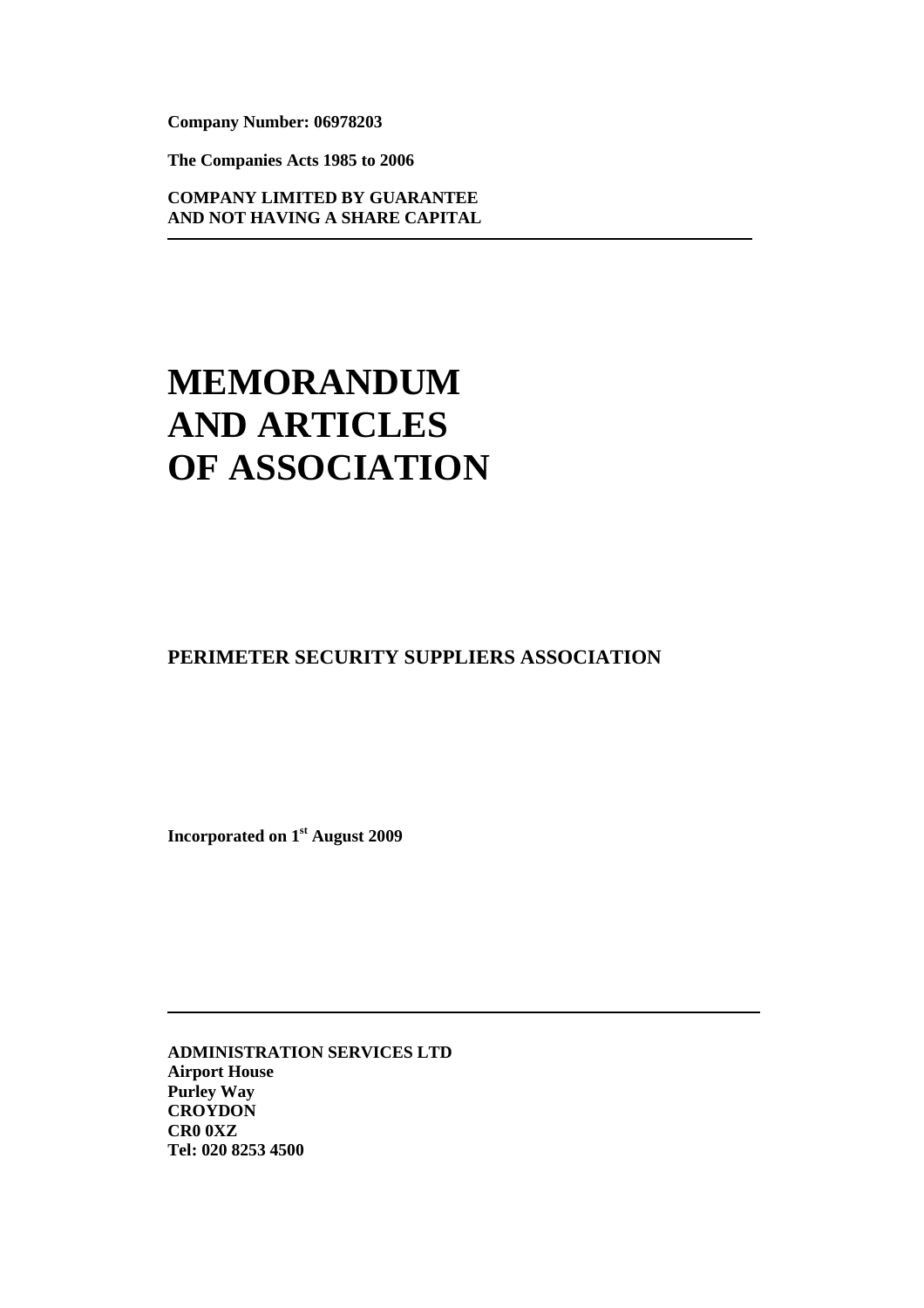**Company Number: 06978203**

**The Companies Acts 1985 to 2006**

**COMPANY LIMITED BY GUARANTEE AND NOT HAVING A SHARE CAPITAL**

---

# MEMORANDUM AND ARTICLES OF ASSOCIATION

## PERIMETER SECURITY SUPPLIERS ASSOCIATION

**Incorporated on 1st August 2009**

---

**ADMINISTRATION SERVICES LTD**
**Airport House**
**Purley Way**
**CROYDON**
**CR0 0XZ**
**Tel: 020 8253 4500**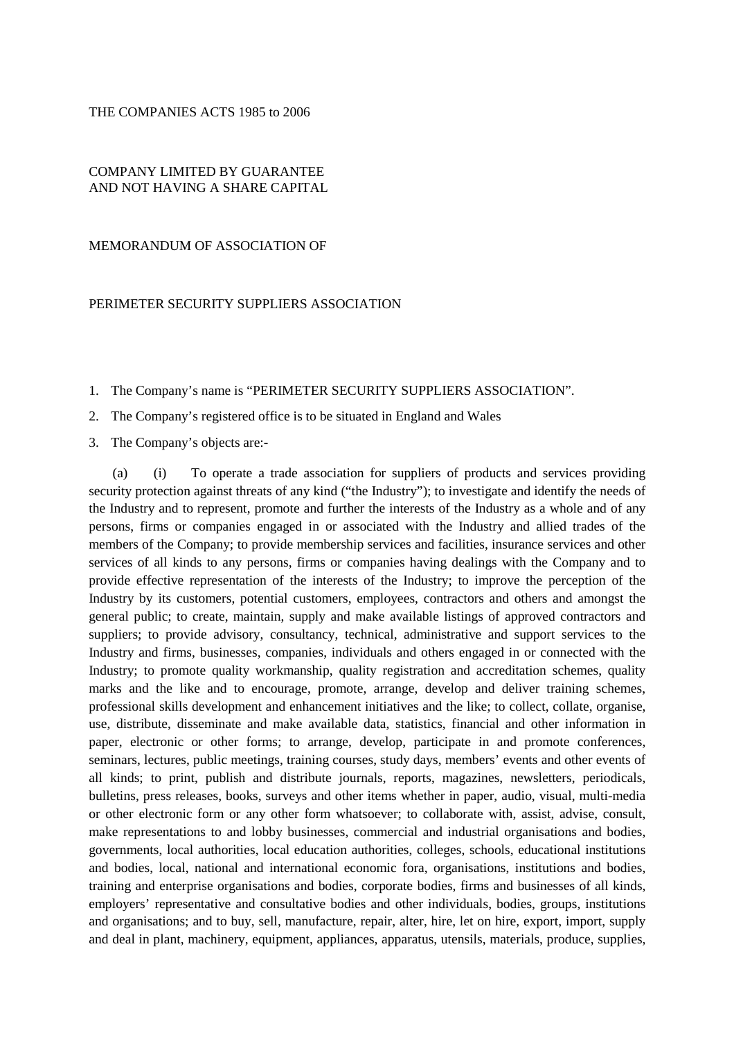THE COMPANIES ACTS 1985 to 2006

COMPANY LIMITED BY GUARANTEE
AND NOT HAVING A SHARE CAPITAL

MEMORANDUM OF ASSOCIATION OF

PERIMETER SECURITY SUPPLIERS ASSOCIATION

1. The Company's name is "PERIMETER SECURITY SUPPLIERS ASSOCIATION".
2. The Company's registered office is to be situated in England and Wales
3. The Company's objects are:-

(a) (i) To operate a trade association for suppliers of products and services providing security protection against threats of any kind ("the Industry"); to investigate and identify the needs of the Industry and to represent, promote and further the interests of the Industry as a whole and of any persons, firms or companies engaged in or associated with the Industry and allied trades of the members of the Company; to provide membership services and facilities, insurance services and other services of all kinds to any persons, firms or companies having dealings with the Company and to provide effective representation of the interests of the Industry; to improve the perception of the Industry by its customers, potential customers, employees, contractors and others and amongst the general public; to create, maintain, supply and make available listings of approved contractors and suppliers; to provide advisory, consultancy, technical, administrative and support services to the Industry and firms, businesses, companies, individuals and others engaged in or connected with the Industry; to promote quality workmanship, quality registration and accreditation schemes, quality marks and the like and to encourage, promote, arrange, develop and deliver training schemes, professional skills development and enhancement initiatives and the like; to collect, collate, organise, use, distribute, disseminate and make available data, statistics, financial and other information in paper, electronic or other forms; to arrange, develop, participate in and promote conferences, seminars, lectures, public meetings, training courses, study days, members' events and other events of all kinds; to print, publish and distribute journals, reports, magazines, newsletters, periodicals, bulletins, press releases, books, surveys and other items whether in paper, audio, visual, multi-media or other electronic form or any other form whatsoever; to collaborate with, assist, advise, consult, make representations to and lobby businesses, commercial and industrial organisations and bodies, governments, local authorities, local education authorities, colleges, schools, educational institutions and bodies, local, national and international economic fora, organisations, institutions and bodies, training and enterprise organisations and bodies, corporate bodies, firms and businesses of all kinds, employers' representative and consultative bodies and other individuals, bodies, groups, institutions and organisations; and to buy, sell, manufacture, repair, alter, hire, let on hire, export, import, supply and deal in plant, machinery, equipment, appliances, apparatus, utensils, materials, produce, supplies,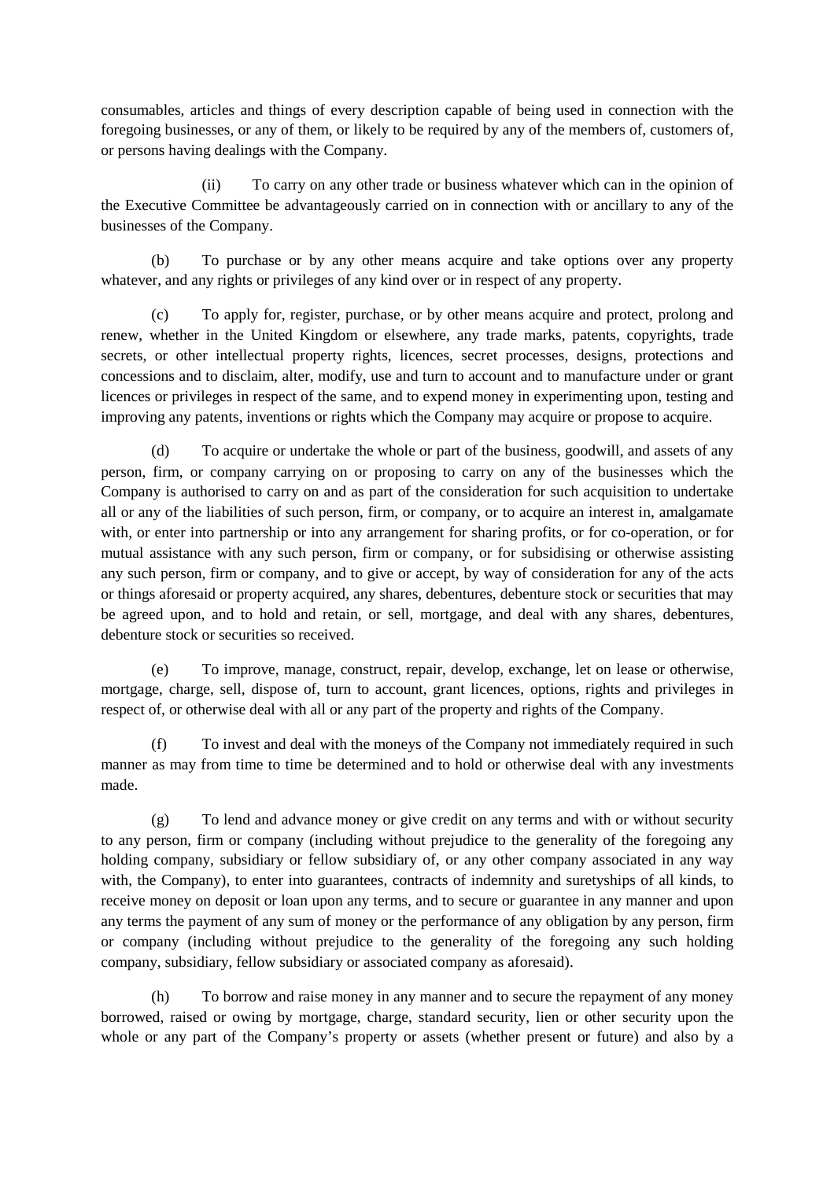consumables, articles and things of every description capable of being used in connection with the foregoing businesses, or any of them, or likely to be required by any of the members of, customers of, or persons having dealings with the Company.

(ii) To carry on any other trade or business whatever which can in the opinion of the Executive Committee be advantageously carried on in connection with or ancillary to any of the businesses of the Company.

(b) To purchase or by any other means acquire and take options over any property whatever, and any rights or privileges of any kind over or in respect of any property.

(c) To apply for, register, purchase, or by other means acquire and protect, prolong and renew, whether in the United Kingdom or elsewhere, any trade marks, patents, copyrights, trade secrets, or other intellectual property rights, licences, secret processes, designs, protections and concessions and to disclaim, alter, modify, use and turn to account and to manufacture under or grant licences or privileges in respect of the same, and to expend money in experimenting upon, testing and improving any patents, inventions or rights which the Company may acquire or propose to acquire.

(d) To acquire or undertake the whole or part of the business, goodwill, and assets of any person, firm, or company carrying on or proposing to carry on any of the businesses which the Company is authorised to carry on and as part of the consideration for such acquisition to undertake all or any of the liabilities of such person, firm, or company, or to acquire an interest in, amalgamate with, or enter into partnership or into any arrangement for sharing profits, or for co-operation, or for mutual assistance with any such person, firm or company, or for subsidising or otherwise assisting any such person, firm or company, and to give or accept, by way of consideration for any of the acts or things aforesaid or property acquired, any shares, debentures, debenture stock or securities that may be agreed upon, and to hold and retain, or sell, mortgage, and deal with any shares, debentures, debenture stock or securities so received.

(e) To improve, manage, construct, repair, develop, exchange, let on lease or otherwise, mortgage, charge, sell, dispose of, turn to account, grant licences, options, rights and privileges in respect of, or otherwise deal with all or any part of the property and rights of the Company.

(f) To invest and deal with the moneys of the Company not immediately required in such manner as may from time to time be determined and to hold or otherwise deal with any investments made.

(g) To lend and advance money or give credit on any terms and with or without security to any person, firm or company (including without prejudice to the generality of the foregoing any holding company, subsidiary or fellow subsidiary of, or any other company associated in any way with, the Company), to enter into guarantees, contracts of indemnity and suretyships of all kinds, to receive money on deposit or loan upon any terms, and to secure or guarantee in any manner and upon any terms the payment of any sum of money or the performance of any obligation by any person, firm or company (including without prejudice to the generality of the foregoing any such holding company, subsidiary, fellow subsidiary or associated company as aforesaid).

(h) To borrow and raise money in any manner and to secure the repayment of any money borrowed, raised or owing by mortgage, charge, standard security, lien or other security upon the whole or any part of the Company's property or assets (whether present or future) and also by a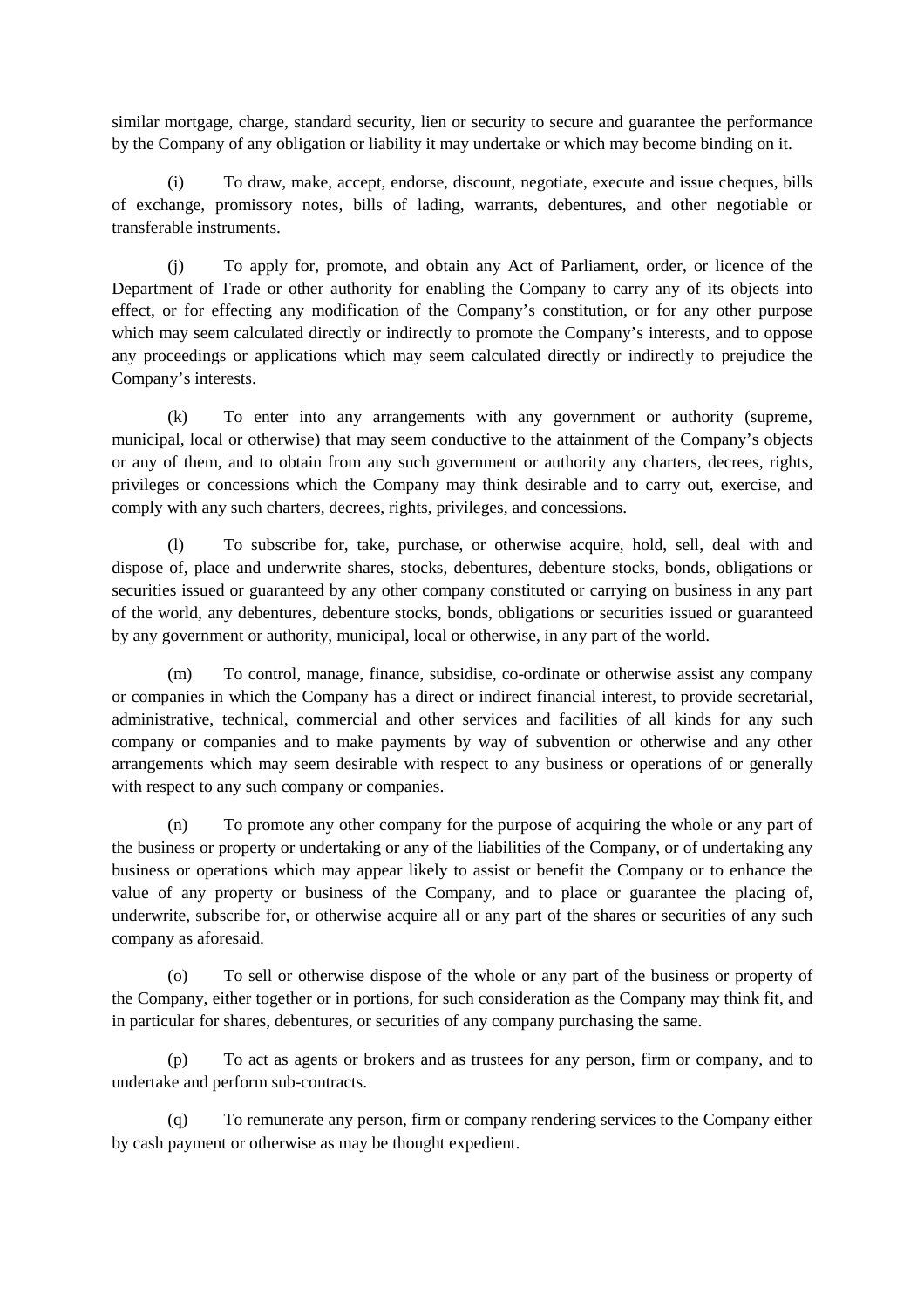similar mortgage, charge, standard security, lien or security to secure and guarantee the performance by the Company of any obligation or liability it may undertake or which may become binding on it.

(i) To draw, make, accept, endorse, discount, negotiate, execute and issue cheques, bills of exchange, promissory notes, bills of lading, warrants, debentures, and other negotiable or transferable instruments.

(j) To apply for, promote, and obtain any Act of Parliament, order, or licence of the Department of Trade or other authority for enabling the Company to carry any of its objects into effect, or for effecting any modification of the Company's constitution, or for any other purpose which may seem calculated directly or indirectly to promote the Company's interests, and to oppose any proceedings or applications which may seem calculated directly or indirectly to prejudice the Company's interests.

(k) To enter into any arrangements with any government or authority (supreme, municipal, local or otherwise) that may seem conductive to the attainment of the Company's objects or any of them, and to obtain from any such government or authority any charters, decrees, rights, privileges or concessions which the Company may think desirable and to carry out, exercise, and comply with any such charters, decrees, rights, privileges, and concessions.

(l) To subscribe for, take, purchase, or otherwise acquire, hold, sell, deal with and dispose of, place and underwrite shares, stocks, debentures, debenture stocks, bonds, obligations or securities issued or guaranteed by any other company constituted or carrying on business in any part of the world, any debentures, debenture stocks, bonds, obligations or securities issued or guaranteed by any government or authority, municipal, local or otherwise, in any part of the world.

(m) To control, manage, finance, subsidise, co-ordinate or otherwise assist any company or companies in which the Company has a direct or indirect financial interest, to provide secretarial, administrative, technical, commercial and other services and facilities of all kinds for any such company or companies and to make payments by way of subvention or otherwise and any other arrangements which may seem desirable with respect to any business or operations of or generally with respect to any such company or companies.

(n) To promote any other company for the purpose of acquiring the whole or any part of the business or property or undertaking or any of the liabilities of the Company, or of undertaking any business or operations which may appear likely to assist or benefit the Company or to enhance the value of any property or business of the Company, and to place or guarantee the placing of, underwrite, subscribe for, or otherwise acquire all or any part of the shares or securities of any such company as aforesaid.

(o) To sell or otherwise dispose of the whole or any part of the business or property of the Company, either together or in portions, for such consideration as the Company may think fit, and in particular for shares, debentures, or securities of any company purchasing the same.

(p) To act as agents or brokers and as trustees for any person, firm or company, and to undertake and perform sub-contracts.

(q) To remunerate any person, firm or company rendering services to the Company either by cash payment or otherwise as may be thought expedient.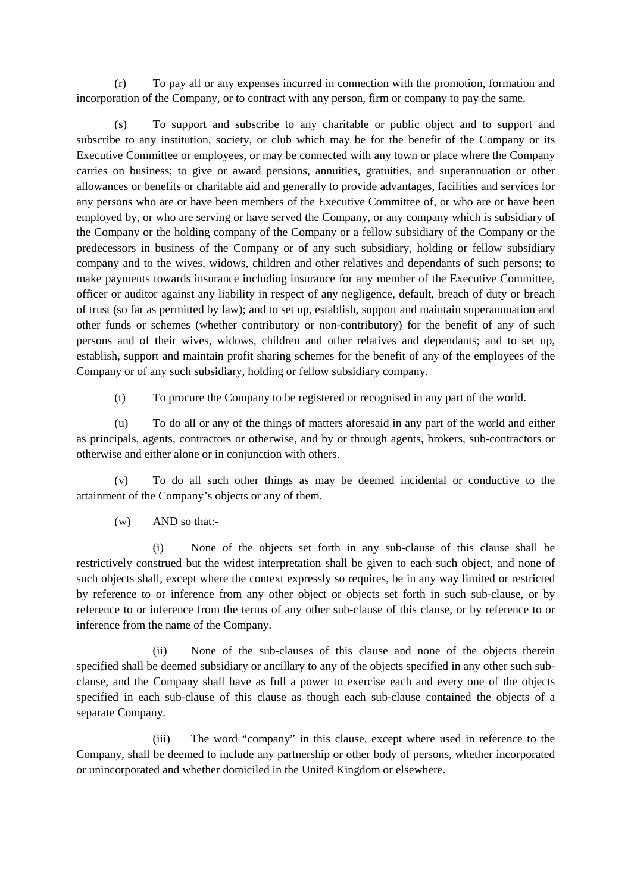(r) To pay all or any expenses incurred in connection with the promotion, formation and incorporation of the Company, or to contract with any person, firm or company to pay the same.

(s) To support and subscribe to any charitable or public object and to support and subscribe to any institution, society, or club which may be for the benefit of the Company or its Executive Committee or employees, or may be connected with any town or place where the Company carries on business; to give or award pensions, annuities, gratuities, and superannuation or other allowances or benefits or charitable aid and generally to provide advantages, facilities and services for any persons who are or have been members of the Executive Committee of, or who are or have been employed by, or who are serving or have served the Company, or any company which is subsidiary of the Company or the holding company of the Company or a fellow subsidiary of the Company or the predecessors in business of the Company or of any such subsidiary, holding or fellow subsidiary company and to the wives, widows, children and other relatives and dependants of such persons; to make payments towards insurance including insurance for any member of the Executive Committee, officer or auditor against any liability in respect of any negligence, default, breach of duty or breach of trust (so far as permitted by law); and to set up, establish, support and maintain superannuation and other funds or schemes (whether contributory or non-contributory) for the benefit of any of such persons and of their wives, widows, children and other relatives and dependants; and to set up, establish, support and maintain profit sharing schemes for the benefit of any of the employees of the Company or of any such subsidiary, holding or fellow subsidiary company.

(t) To procure the Company to be registered or recognised in any part of the world.

(u) To do all or any of the things of matters aforesaid in any part of the world and either as principals, agents, contractors or otherwise, and by or through agents, brokers, sub-contractors or otherwise and either alone or in conjunction with others.

(v) To do all such other things as may be deemed incidental or conductive to the attainment of the Company's objects or any of them.

(w) AND so that:-

(i) None of the objects set forth in any sub-clause of this clause shall be restrictively construed but the widest interpretation shall be given to each such object, and none of such objects shall, except where the context expressly so requires, be in any way limited or restricted by reference to or inference from any other object or objects set forth in such sub-clause, or by reference to or inference from the terms of any other sub-clause of this clause, or by reference to or inference from the name of the Company.

(ii) None of the sub-clauses of this clause and none of the objects therein specified shall be deemed subsidiary or ancillary to any of the objects specified in any other such sub-clause, and the Company shall have as full a power to exercise each and every one of the objects specified in each sub-clause of this clause as though each sub-clause contained the objects of a separate Company.

(iii) The word "company" in this clause, except where used in reference to the Company, shall be deemed to include any partnership or other body of persons, whether incorporated or unincorporated and whether domiciled in the United Kingdom or elsewhere.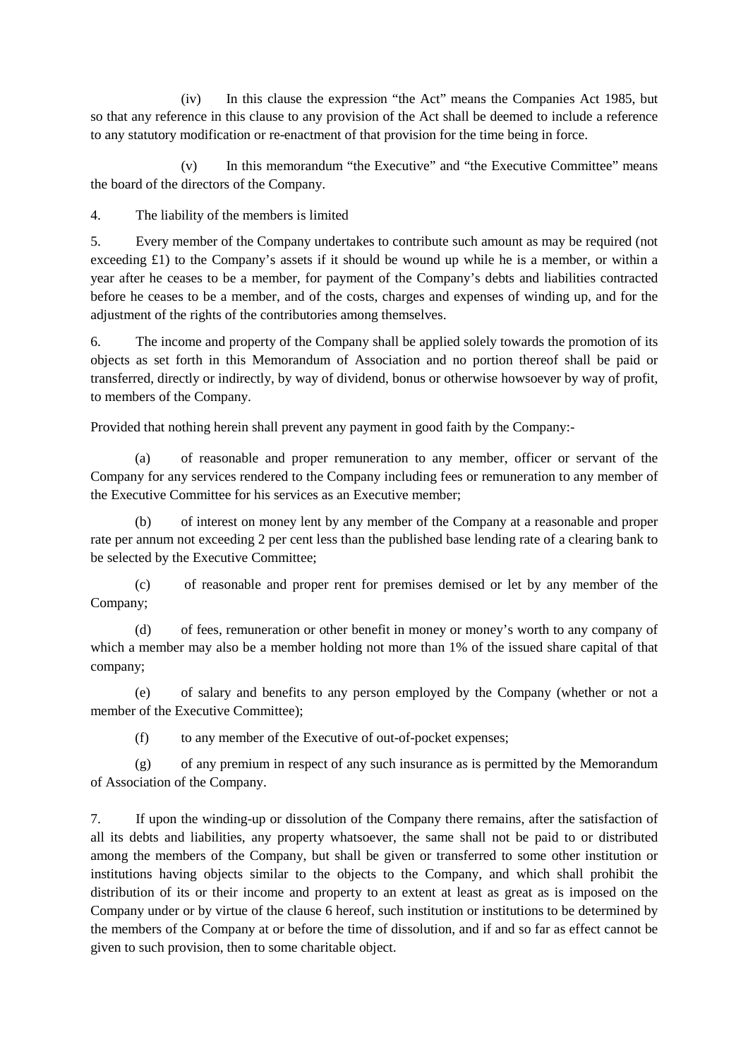(iv) In this clause the expression "the Act" means the Companies Act 1985, but so that any reference in this clause to any provision of the Act shall be deemed to include a reference to any statutory modification or re-enactment of that provision for the time being in force.

(v) In this memorandum "the Executive" and "the Executive Committee" means the board of the directors of the Company.

4. The liability of the members is limited

5. Every member of the Company undertakes to contribute such amount as may be required (not exceeding £1) to the Company's assets if it should be wound up while he is a member, or within a year after he ceases to be a member, for payment of the Company's debts and liabilities contracted before he ceases to be a member, and of the costs, charges and expenses of winding up, and for the adjustment of the rights of the contributories among themselves.

6. The income and property of the Company shall be applied solely towards the promotion of its objects as set forth in this Memorandum of Association and no portion thereof shall be paid or transferred, directly or indirectly, by way of dividend, bonus or otherwise howsoever by way of profit, to members of the Company.

Provided that nothing herein shall prevent any payment in good faith by the Company:-

(a) of reasonable and proper remuneration to any member, officer or servant of the Company for any services rendered to the Company including fees or remuneration to any member of the Executive Committee for his services as an Executive member;

(b) of interest on money lent by any member of the Company at a reasonable and proper rate per annum not exceeding 2 per cent less than the published base lending rate of a clearing bank to be selected by the Executive Committee;

(c) of reasonable and proper rent for premises demised or let by any member of the Company;

(d) of fees, remuneration or other benefit in money or money's worth to any company of which a member may also be a member holding not more than 1% of the issued share capital of that company;

(e) of salary and benefits to any person employed by the Company (whether or not a member of the Executive Committee);

(f) to any member of the Executive of out-of-pocket expenses;

(g) of any premium in respect of any such insurance as is permitted by the Memorandum of Association of the Company.

7. If upon the winding-up or dissolution of the Company there remains, after the satisfaction of all its debts and liabilities, any property whatsoever, the same shall not be paid to or distributed among the members of the Company, but shall be given or transferred to some other institution or institutions having objects similar to the objects to the Company, and which shall prohibit the distribution of its or their income and property to an extent at least as great as is imposed on the Company under or by virtue of the clause 6 hereof, such institution or institutions to be determined by the members of the Company at or before the time of dissolution, and if and so far as effect cannot be given to such provision, then to some charitable object.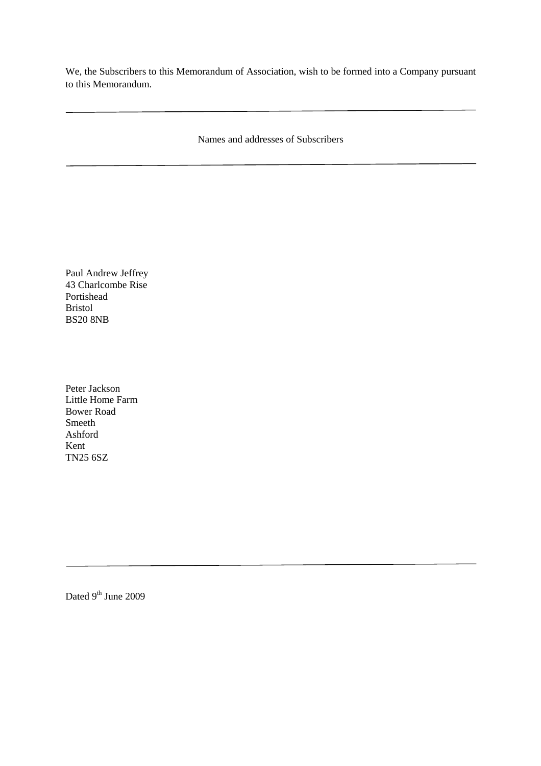We, the Subscribers to this Memorandum of Association, wish to be formed into a Company pursuant to this Memorandum.

---

Names and addresses of Subscribers

---

Paul Andrew Jeffrey
43 Charlcombe Rise
Portishead
Bristol
BS20 8NB

Peter Jackson
Little Home Farm
Bower Road
Smeeth
Ashford
Kent
TN25 6SZ

---

Dated 9th June 2009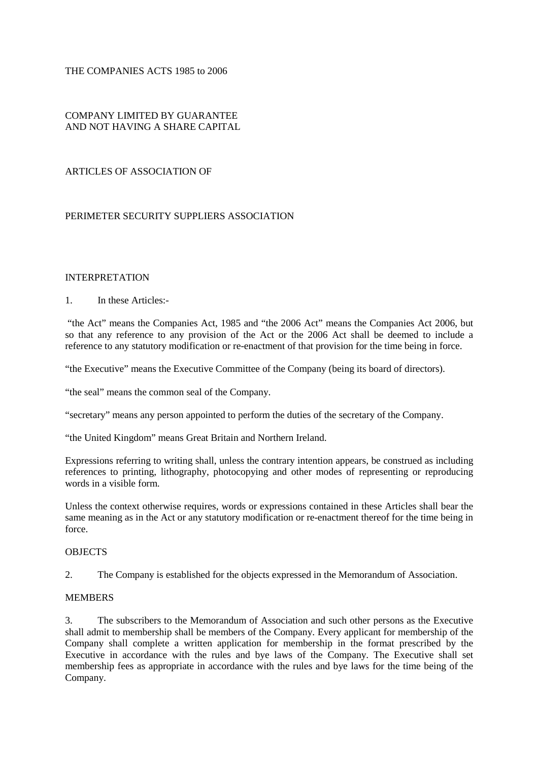THE COMPANIES ACTS 1985 to 2006

COMPANY LIMITED BY GUARANTEE
AND NOT HAVING A SHARE CAPITAL

ARTICLES OF ASSOCIATION OF

PERIMETER SECURITY SUPPLIERS ASSOCIATION

## INTERPRETATION

1. In these Articles:-

"the Act" means the Companies Act, 1985 and "the 2006 Act" means the Companies Act 2006, but so that any reference to any provision of the Act or the 2006 Act shall be deemed to include a reference to any statutory modification or re-enactment of that provision for the time being in force.

"the Executive" means the Executive Committee of the Company (being its board of directors).

"the seal" means the common seal of the Company.

"secretary" means any person appointed to perform the duties of the secretary of the Company.

"the United Kingdom" means Great Britain and Northern Ireland.

Expressions referring to writing shall, unless the contrary intention appears, be construed as including references to printing, lithography, photocopying and other modes of representing or reproducing words in a visible form.

Unless the context otherwise requires, words or expressions contained in these Articles shall bear the same meaning as in the Act or any statutory modification or re-enactment thereof for the time being in force.

## OBJECTS

2. The Company is established for the objects expressed in the Memorandum of Association.

## MEMBERS

3. The subscribers to the Memorandum of Association and such other persons as the Executive shall admit to membership shall be members of the Company. Every applicant for membership of the Company shall complete a written application for membership in the format prescribed by the Executive in accordance with the rules and bye laws of the Company. The Executive shall set membership fees as appropriate in accordance with the rules and bye laws for the time being of the Company.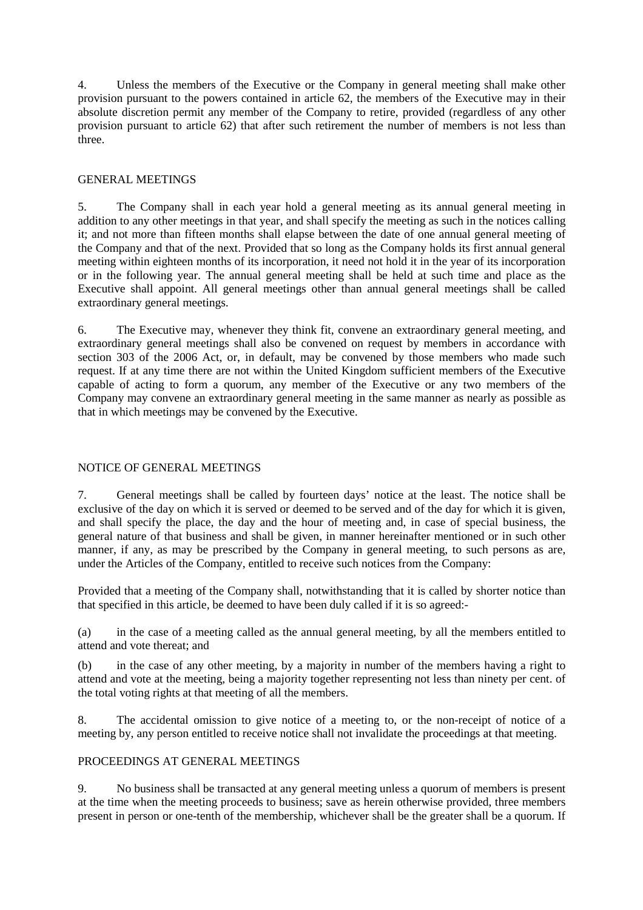4. Unless the members of the Executive or the Company in general meeting shall make other provision pursuant to the powers contained in article 62, the members of the Executive may in their absolute discretion permit any member of the Company to retire, provided (regardless of any other provision pursuant to article 62) that after such retirement the number of members is not less than three.

## GENERAL MEETINGS

5. The Company shall in each year hold a general meeting as its annual general meeting in addition to any other meetings in that year, and shall specify the meeting as such in the notices calling it; and not more than fifteen months shall elapse between the date of one annual general meeting of the Company and that of the next. Provided that so long as the Company holds its first annual general meeting within eighteen months of its incorporation, it need not hold it in the year of its incorporation or in the following year. The annual general meeting shall be held at such time and place as the Executive shall appoint. All general meetings other than annual general meetings shall be called extraordinary general meetings.

6. The Executive may, whenever they think fit, convene an extraordinary general meeting, and extraordinary general meetings shall also be convened on request by members in accordance with section 303 of the 2006 Act, or, in default, may be convened by those members who made such request. If at any time there are not within the United Kingdom sufficient members of the Executive capable of acting to form a quorum, any member of the Executive or any two members of the Company may convene an extraordinary general meeting in the same manner as nearly as possible as that in which meetings may be convened by the Executive.

## NOTICE OF GENERAL MEETINGS

7. General meetings shall be called by fourteen days' notice at the least. The notice shall be exclusive of the day on which it is served or deemed to be served and of the day for which it is given, and shall specify the place, the day and the hour of meeting and, in case of special business, the general nature of that business and shall be given, in manner hereinafter mentioned or in such other manner, if any, as may be prescribed by the Company in general meeting, to such persons as are, under the Articles of the Company, entitled to receive such notices from the Company:

Provided that a meeting of the Company shall, notwithstanding that it is called by shorter notice than that specified in this article, be deemed to have been duly called if it is so agreed:-

(a) in the case of a meeting called as the annual general meeting, by all the members entitled to attend and vote thereat; and

(b) in the case of any other meeting, by a majority in number of the members having a right to attend and vote at the meeting, being a majority together representing not less than ninety per cent. of the total voting rights at that meeting of all the members.

8. The accidental omission to give notice of a meeting to, or the non-receipt of notice of a meeting by, any person entitled to receive notice shall not invalidate the proceedings at that meeting.

## PROCEEDINGS AT GENERAL MEETINGS

9. No business shall be transacted at any general meeting unless a quorum of members is present at the time when the meeting proceeds to business; save as herein otherwise provided, three members present in person or one-tenth of the membership, whichever shall be the greater shall be a quorum. If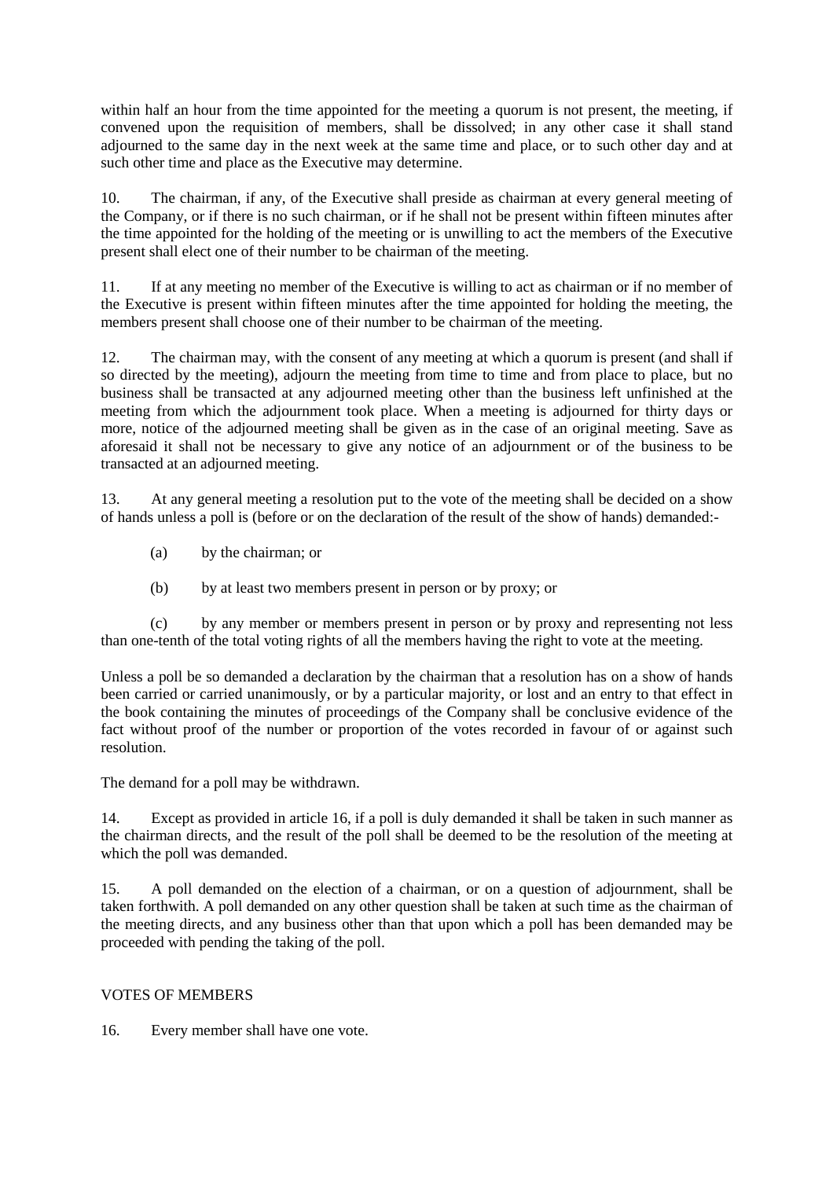within half an hour from the time appointed for the meeting a quorum is not present, the meeting, if convened upon the requisition of members, shall be dissolved; in any other case it shall stand adjourned to the same day in the next week at the same time and place, or to such other day and at such other time and place as the Executive may determine.

10. The chairman, if any, of the Executive shall preside as chairman at every general meeting of the Company, or if there is no such chairman, or if he shall not be present within fifteen minutes after the time appointed for the holding of the meeting or is unwilling to act the members of the Executive present shall elect one of their number to be chairman of the meeting.

11. If at any meeting no member of the Executive is willing to act as chairman or if no member of the Executive is present within fifteen minutes after the time appointed for holding the meeting, the members present shall choose one of their number to be chairman of the meeting.

12. The chairman may, with the consent of any meeting at which a quorum is present (and shall if so directed by the meeting), adjourn the meeting from time to time and from place to place, but no business shall be transacted at any adjourned meeting other than the business left unfinished at the meeting from which the adjournment took place. When a meeting is adjourned for thirty days or more, notice of the adjourned meeting shall be given as in the case of an original meeting. Save as aforesaid it shall not be necessary to give any notice of an adjournment or of the business to be transacted at an adjourned meeting.

13. At any general meeting a resolution put to the vote of the meeting shall be decided on a show of hands unless a poll is (before or on the declaration of the result of the show of hands) demanded:-

(a) by the chairman; or

(b) by at least two members present in person or by proxy; or

(c) by any member or members present in person or by proxy and representing not less than one-tenth of the total voting rights of all the members having the right to vote at the meeting.

Unless a poll be so demanded a declaration by the chairman that a resolution has on a show of hands been carried or carried unanimously, or by a particular majority, or lost and an entry to that effect in the book containing the minutes of proceedings of the Company shall be conclusive evidence of the fact without proof of the number or proportion of the votes recorded in favour of or against such resolution.

The demand for a poll may be withdrawn.

14. Except as provided in article 16, if a poll is duly demanded it shall be taken in such manner as the chairman directs, and the result of the poll shall be deemed to be the resolution of the meeting at which the poll was demanded.

15. A poll demanded on the election of a chairman, or on a question of adjournment, shall be taken forthwith. A poll demanded on any other question shall be taken at such time as the chairman of the meeting directs, and any business other than that upon which a poll has been demanded may be proceeded with pending the taking of the poll.

## VOTES OF MEMBERS

16. Every member shall have one vote.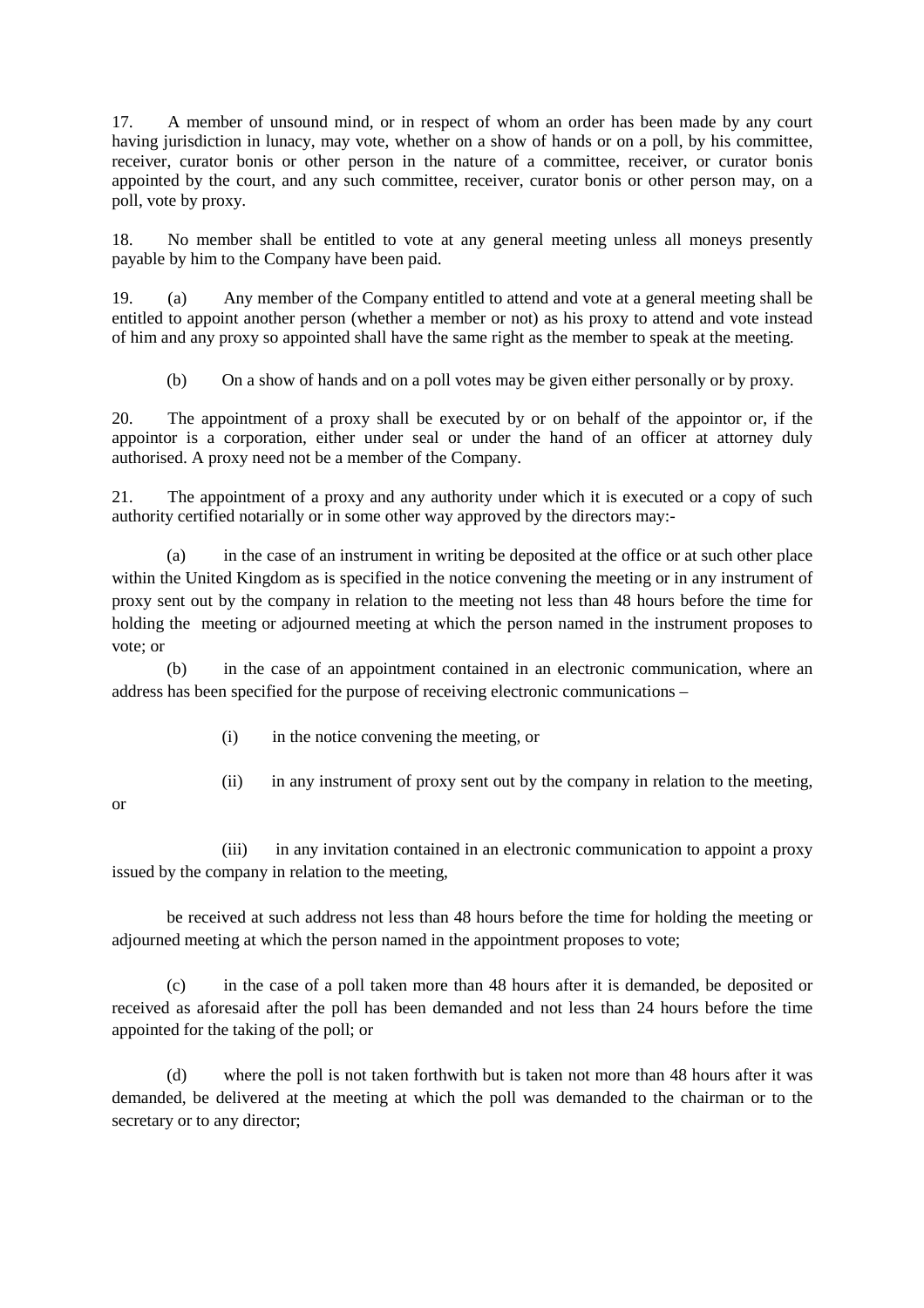17. A member of unsound mind, or in respect of whom an order has been made by any court having jurisdiction in lunacy, may vote, whether on a show of hands or on a poll, by his committee, receiver, curator bonis or other person in the nature of a committee, receiver, or curator bonis appointed by the court, and any such committee, receiver, curator bonis or other person may, on a poll, vote by proxy.

18. No member shall be entitled to vote at any general meeting unless all moneys presently payable by him to the Company have been paid.

19. (a) Any member of the Company entitled to attend and vote at a general meeting shall be entitled to appoint another person (whether a member or not) as his proxy to attend and vote instead of him and any proxy so appointed shall have the same right as the member to speak at the meeting.

(b) On a show of hands and on a poll votes may be given either personally or by proxy.

20. The appointment of a proxy shall be executed by or on behalf of the appointor or, if the appointor is a corporation, either under seal or under the hand of an officer at attorney duly authorised. A proxy need not be a member of the Company.

21. The appointment of a proxy and any authority under which it is executed or a copy of such authority certified notarially or in some other way approved by the directors may:-

(a) in the case of an instrument in writing be deposited at the office or at such other place within the United Kingdom as is specified in the notice convening the meeting or in any instrument of proxy sent out by the company in relation to the meeting not less than 48 hours before the time for holding the meeting or adjourned meeting at which the person named in the instrument proposes to vote; or

(b) in the case of an appointment contained in an electronic communication, where an address has been specified for the purpose of receiving electronic communications –

(i) in the notice convening the meeting, or

(ii) in any instrument of proxy sent out by the company in relation to the meeting,

or

(iii) in any invitation contained in an electronic communication to appoint a proxy issued by the company in relation to the meeting,

be received at such address not less than 48 hours before the time for holding the meeting or adjourned meeting at which the person named in the appointment proposes to vote;

(c) in the case of a poll taken more than 48 hours after it is demanded, be deposited or received as aforesaid after the poll has been demanded and not less than 24 hours before the time appointed for the taking of the poll; or

(d) where the poll is not taken forthwith but is taken not more than 48 hours after it was demanded, be delivered at the meeting at which the poll was demanded to the chairman or to the secretary or to any director;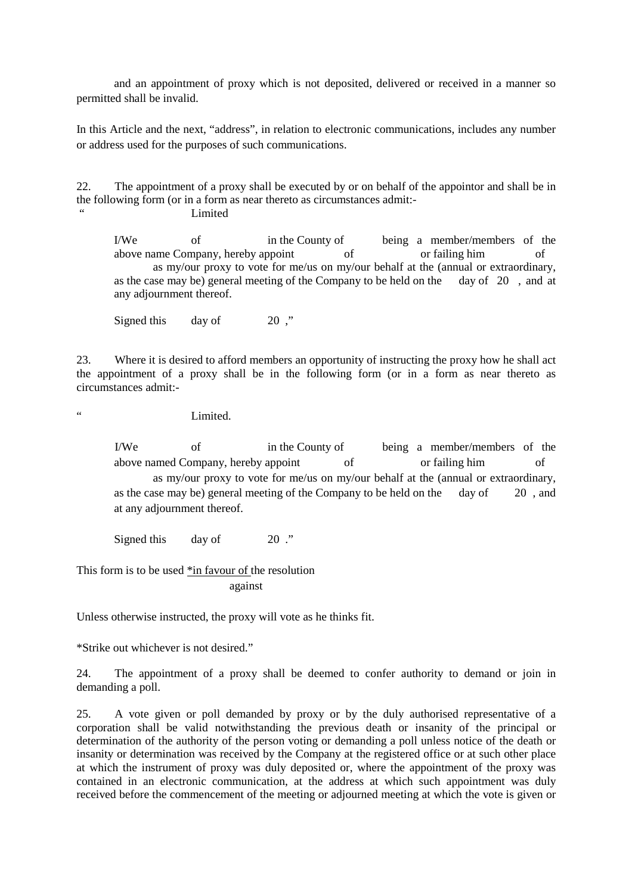and an appointment of proxy which is not deposited, delivered or received in a manner so permitted shall be invalid.

In this Article and the next, "address", in relation to electronic communications, includes any number or address used for the purposes of such communications.

22. The appointment of a proxy shall be executed by or on behalf of the appointor and shall be in the following form (or in a form as near thereto as circumstances admit:-

" Limited

> I/We of in the County of being a member/members of the above name Company, hereby appoint of or failing him of as my/our proxy to vote for me/us on my/our behalf at the (annual or extraordinary, as the case may be) general meeting of the Company to be held on the day of 20 , and at any adjournment thereof.
>
> Signed this day of 20 ,"

23. Where it is desired to afford members an opportunity of instructing the proxy how he shall act the appointment of a proxy shall be in the following form (or in a form as near thereto as circumstances admit:-

" Limited.

> I/We of in the County of being a member/members of the above named Company, hereby appoint of or failing him of as my/our proxy to vote for me/us on my/our behalf at the (annual or extraordinary, as the case may be) general meeting of the Company to be held on the day of 20 , and at any adjournment thereof.
>
> Signed this day of 20 ."

This form is to be used <u>*in favour of</u> the resolution
against

Unless otherwise instructed, the proxy will vote as he thinks fit.

*Strike out whichever is not desired."

24. The appointment of a proxy shall be deemed to confer authority to demand or join in demanding a poll.

25. A vote given or poll demanded by proxy or by the duly authorised representative of a corporation shall be valid notwithstanding the previous death or insanity of the principal or determination of the authority of the person voting or demanding a poll unless notice of the death or insanity or determination was received by the Company at the registered office or at such other place at which the instrument of proxy was duly deposited or, where the appointment of the proxy was contained in an electronic communication, at the address at which such appointment was duly received before the commencement of the meeting or adjourned meeting at which the vote is given or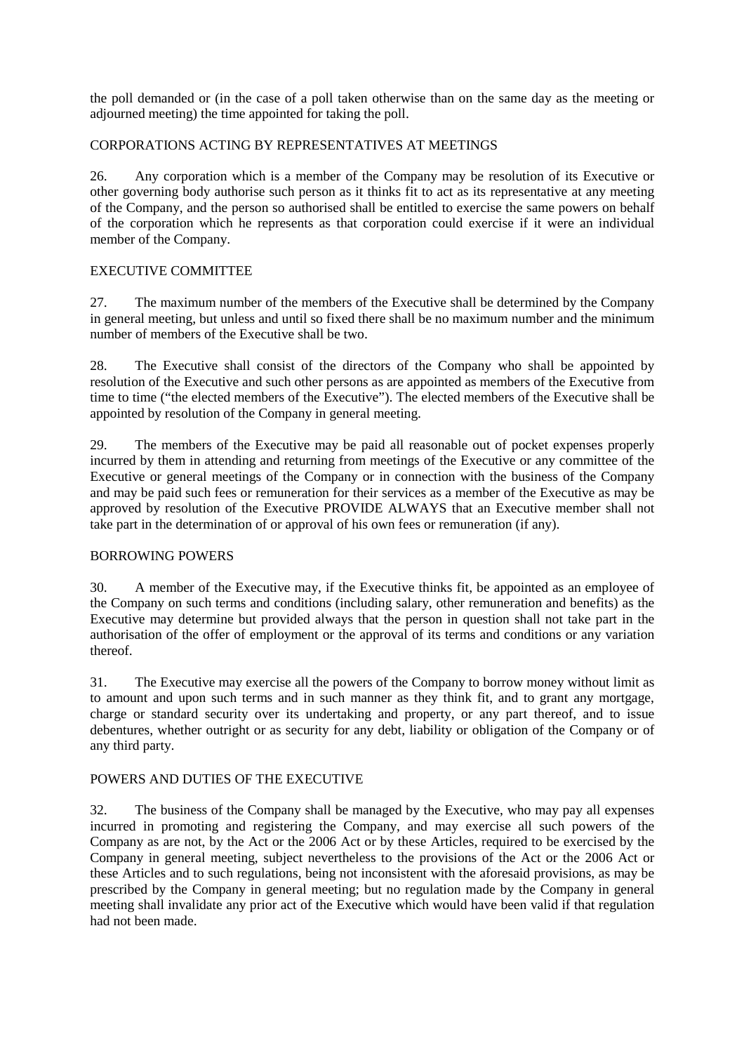the poll demanded or (in the case of a poll taken otherwise than on the same day as the meeting or adjourned meeting) the time appointed for taking the poll.

## CORPORATIONS ACTING BY REPRESENTATIVES AT MEETINGS

26. Any corporation which is a member of the Company may be resolution of its Executive or other governing body authorise such person as it thinks fit to act as its representative at any meeting of the Company, and the person so authorised shall be entitled to exercise the same powers on behalf of the corporation which he represents as that corporation could exercise if it were an individual member of the Company.

## EXECUTIVE COMMITTEE

27. The maximum number of the members of the Executive shall be determined by the Company in general meeting, but unless and until so fixed there shall be no maximum number and the minimum number of members of the Executive shall be two.

28. The Executive shall consist of the directors of the Company who shall be appointed by resolution of the Executive and such other persons as are appointed as members of the Executive from time to time ("the elected members of the Executive"). The elected members of the Executive shall be appointed by resolution of the Company in general meeting.

29. The members of the Executive may be paid all reasonable out of pocket expenses properly incurred by them in attending and returning from meetings of the Executive or any committee of the Executive or general meetings of the Company or in connection with the business of the Company and may be paid such fees or remuneration for their services as a member of the Executive as may be approved by resolution of the Executive PROVIDE ALWAYS that an Executive member shall not take part in the determination of or approval of his own fees or remuneration (if any).

## BORROWING POWERS

30. A member of the Executive may, if the Executive thinks fit, be appointed as an employee of the Company on such terms and conditions (including salary, other remuneration and benefits) as the Executive may determine but provided always that the person in question shall not take part in the authorisation of the offer of employment or the approval of its terms and conditions or any variation thereof.

31. The Executive may exercise all the powers of the Company to borrow money without limit as to amount and upon such terms and in such manner as they think fit, and to grant any mortgage, charge or standard security over its undertaking and property, or any part thereof, and to issue debentures, whether outright or as security for any debt, liability or obligation of the Company or of any third party.

## POWERS AND DUTIES OF THE EXECUTIVE

32. The business of the Company shall be managed by the Executive, who may pay all expenses incurred in promoting and registering the Company, and may exercise all such powers of the Company as are not, by the Act or the 2006 Act or by these Articles, required to be exercised by the Company in general meeting, subject nevertheless to the provisions of the Act or the 2006 Act or these Articles and to such regulations, being not inconsistent with the aforesaid provisions, as may be prescribed by the Company in general meeting; but no regulation made by the Company in general meeting shall invalidate any prior act of the Executive which would have been valid if that regulation had not been made.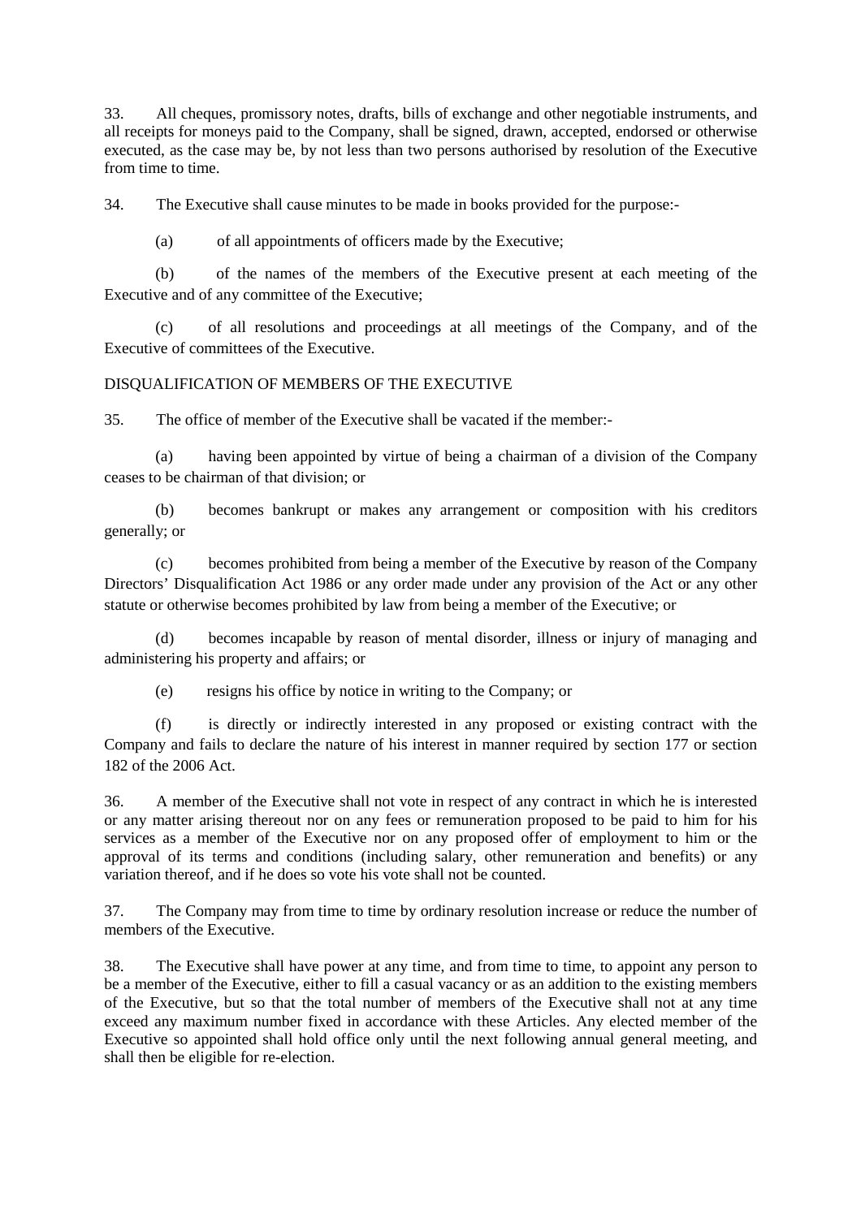33. All cheques, promissory notes, drafts, bills of exchange and other negotiable instruments, and all receipts for moneys paid to the Company, shall be signed, drawn, accepted, endorsed or otherwise executed, as the case may be, by not less than two persons authorised by resolution of the Executive from time to time.

34. The Executive shall cause minutes to be made in books provided for the purpose:-

(a) of all appointments of officers made by the Executive;

(b) of the names of the members of the Executive present at each meeting of the Executive and of any committee of the Executive;

(c) of all resolutions and proceedings at all meetings of the Company, and of the Executive of committees of the Executive.

DISQUALIFICATION OF MEMBERS OF THE EXECUTIVE

35. The office of member of the Executive shall be vacated if the member:-

(a) having been appointed by virtue of being a chairman of a division of the Company ceases to be chairman of that division; or

(b) becomes bankrupt or makes any arrangement or composition with his creditors generally; or

(c) becomes prohibited from being a member of the Executive by reason of the Company Directors' Disqualification Act 1986 or any order made under any provision of the Act or any other statute or otherwise becomes prohibited by law from being a member of the Executive; or

(d) becomes incapable by reason of mental disorder, illness or injury of managing and administering his property and affairs; or

(e) resigns his office by notice in writing to the Company; or

(f) is directly or indirectly interested in any proposed or existing contract with the Company and fails to declare the nature of his interest in manner required by section 177 or section 182 of the 2006 Act.

36. A member of the Executive shall not vote in respect of any contract in which he is interested or any matter arising thereout nor on any fees or remuneration proposed to be paid to him for his services as a member of the Executive nor on any proposed offer of employment to him or the approval of its terms and conditions (including salary, other remuneration and benefits) or any variation thereof, and if he does so vote his vote shall not be counted.

37. The Company may from time to time by ordinary resolution increase or reduce the number of members of the Executive.

38. The Executive shall have power at any time, and from time to time, to appoint any person to be a member of the Executive, either to fill a casual vacancy or as an addition to the existing members of the Executive, but so that the total number of members of the Executive shall not at any time exceed any maximum number fixed in accordance with these Articles. Any elected member of the Executive so appointed shall hold office only until the next following annual general meeting, and shall then be eligible for re-election.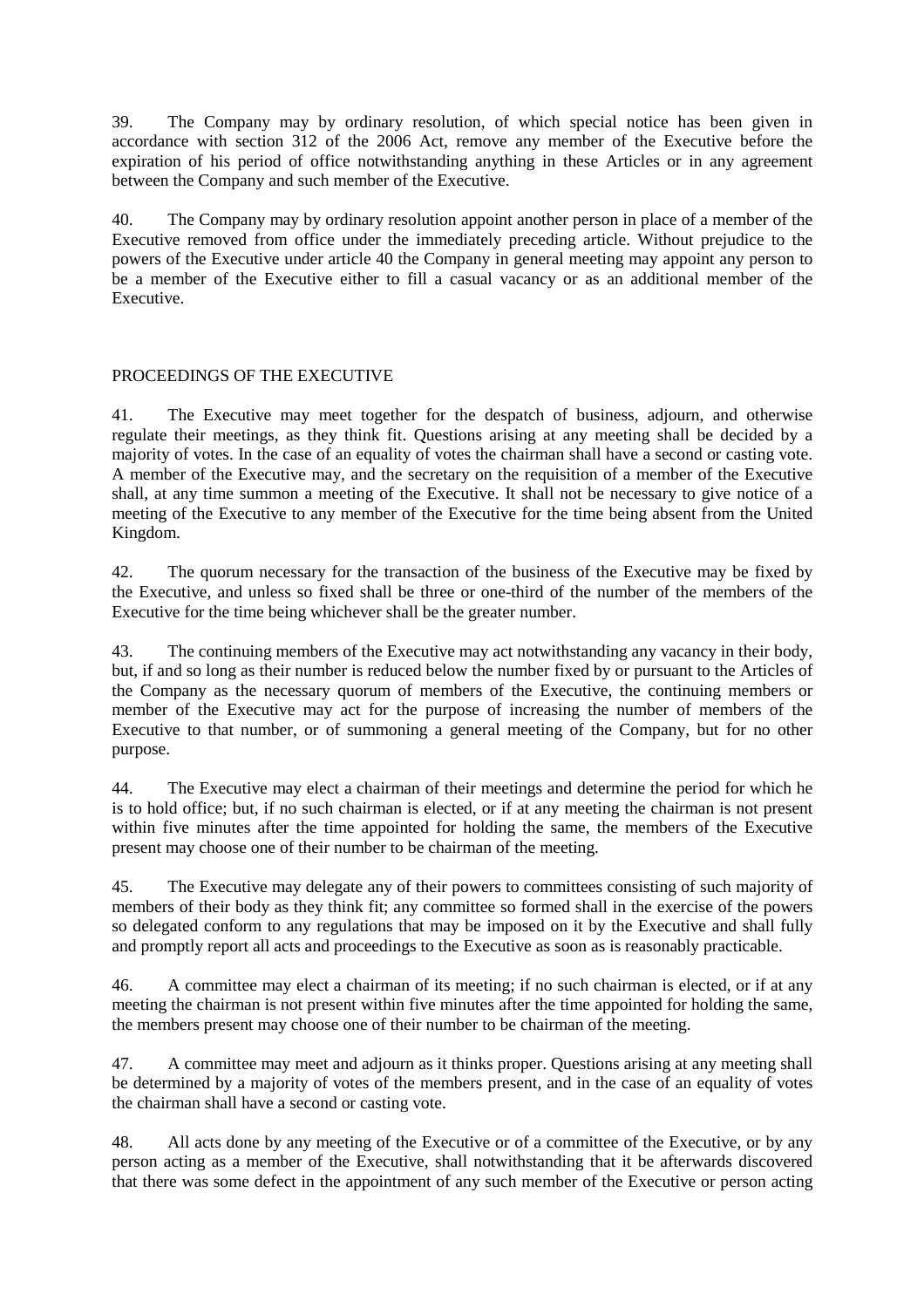39. The Company may by ordinary resolution, of which special notice has been given in accordance with section 312 of the 2006 Act, remove any member of the Executive before the expiration of his period of office notwithstanding anything in these Articles or in any agreement between the Company and such member of the Executive.

40. The Company may by ordinary resolution appoint another person in place of a member of the Executive removed from office under the immediately preceding article. Without prejudice to the powers of the Executive under article 40 the Company in general meeting may appoint any person to be a member of the Executive either to fill a casual vacancy or as an additional member of the Executive.

## PROCEEDINGS OF THE EXECUTIVE

41. The Executive may meet together for the despatch of business, adjourn, and otherwise regulate their meetings, as they think fit. Questions arising at any meeting shall be decided by a majority of votes. In the case of an equality of votes the chairman shall have a second or casting vote. A member of the Executive may, and the secretary on the requisition of a member of the Executive shall, at any time summon a meeting of the Executive. It shall not be necessary to give notice of a meeting of the Executive to any member of the Executive for the time being absent from the United Kingdom.

42. The quorum necessary for the transaction of the business of the Executive may be fixed by the Executive, and unless so fixed shall be three or one-third of the number of the members of the Executive for the time being whichever shall be the greater number.

43. The continuing members of the Executive may act notwithstanding any vacancy in their body, but, if and so long as their number is reduced below the number fixed by or pursuant to the Articles of the Company as the necessary quorum of members of the Executive, the continuing members or member of the Executive may act for the purpose of increasing the number of members of the Executive to that number, or of summoning a general meeting of the Company, but for no other purpose.

44. The Executive may elect a chairman of their meetings and determine the period for which he is to hold office; but, if no such chairman is elected, or if at any meeting the chairman is not present within five minutes after the time appointed for holding the same, the members of the Executive present may choose one of their number to be chairman of the meeting.

45. The Executive may delegate any of their powers to committees consisting of such majority of members of their body as they think fit; any committee so formed shall in the exercise of the powers so delegated conform to any regulations that may be imposed on it by the Executive and shall fully and promptly report all acts and proceedings to the Executive as soon as is reasonably practicable.

46. A committee may elect a chairman of its meeting; if no such chairman is elected, or if at any meeting the chairman is not present within five minutes after the time appointed for holding the same, the members present may choose one of their number to be chairman of the meeting.

47. A committee may meet and adjourn as it thinks proper. Questions arising at any meeting shall be determined by a majority of votes of the members present, and in the case of an equality of votes the chairman shall have a second or casting vote.

48. All acts done by any meeting of the Executive or of a committee of the Executive, or by any person acting as a member of the Executive, shall notwithstanding that it be afterwards discovered that there was some defect in the appointment of any such member of the Executive or person acting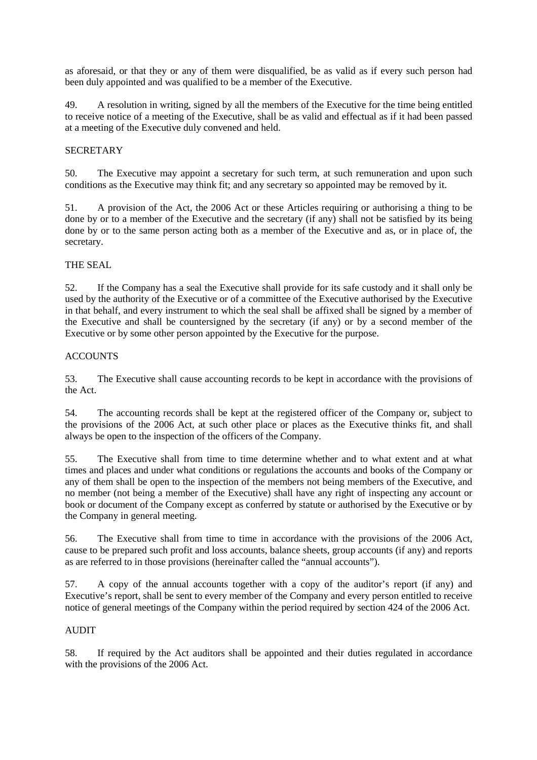as aforesaid, or that they or any of them were disqualified, be as valid as if every such person had been duly appointed and was qualified to be a member of the Executive.

49. A resolution in writing, signed by all the members of the Executive for the time being entitled to receive notice of a meeting of the Executive, shall be as valid and effectual as if it had been passed at a meeting of the Executive duly convened and held.

SECRETARY

50. The Executive may appoint a secretary for such term, at such remuneration and upon such conditions as the Executive may think fit; and any secretary so appointed may be removed by it.

51. A provision of the Act, the 2006 Act or these Articles requiring or authorising a thing to be done by or to a member of the Executive and the secretary (if any) shall not be satisfied by its being done by or to the same person acting both as a member of the Executive and as, or in place of, the secretary.

THE SEAL

52. If the Company has a seal the Executive shall provide for its safe custody and it shall only be used by the authority of the Executive or of a committee of the Executive authorised by the Executive in that behalf, and every instrument to which the seal shall be affixed shall be signed by a member of the Executive and shall be countersigned by the secretary (if any) or by a second member of the Executive or by some other person appointed by the Executive for the purpose.

ACCOUNTS

53. The Executive shall cause accounting records to be kept in accordance with the provisions of the Act.

54. The accounting records shall be kept at the registered officer of the Company or, subject to the provisions of the 2006 Act, at such other place or places as the Executive thinks fit, and shall always be open to the inspection of the officers of the Company.

55. The Executive shall from time to time determine whether and to what extent and at what times and places and under what conditions or regulations the accounts and books of the Company or any of them shall be open to the inspection of the members not being members of the Executive, and no member (not being a member of the Executive) shall have any right of inspecting any account or book or document of the Company except as conferred by statute or authorised by the Executive or by the Company in general meeting.

56. The Executive shall from time to time in accordance with the provisions of the 2006 Act, cause to be prepared such profit and loss accounts, balance sheets, group accounts (if any) and reports as are referred to in those provisions (hereinafter called the "annual accounts").

57. A copy of the annual accounts together with a copy of the auditor's report (if any) and Executive's report, shall be sent to every member of the Company and every person entitled to receive notice of general meetings of the Company within the period required by section 424 of the 2006 Act.

AUDIT

58. If required by the Act auditors shall be appointed and their duties regulated in accordance with the provisions of the 2006 Act.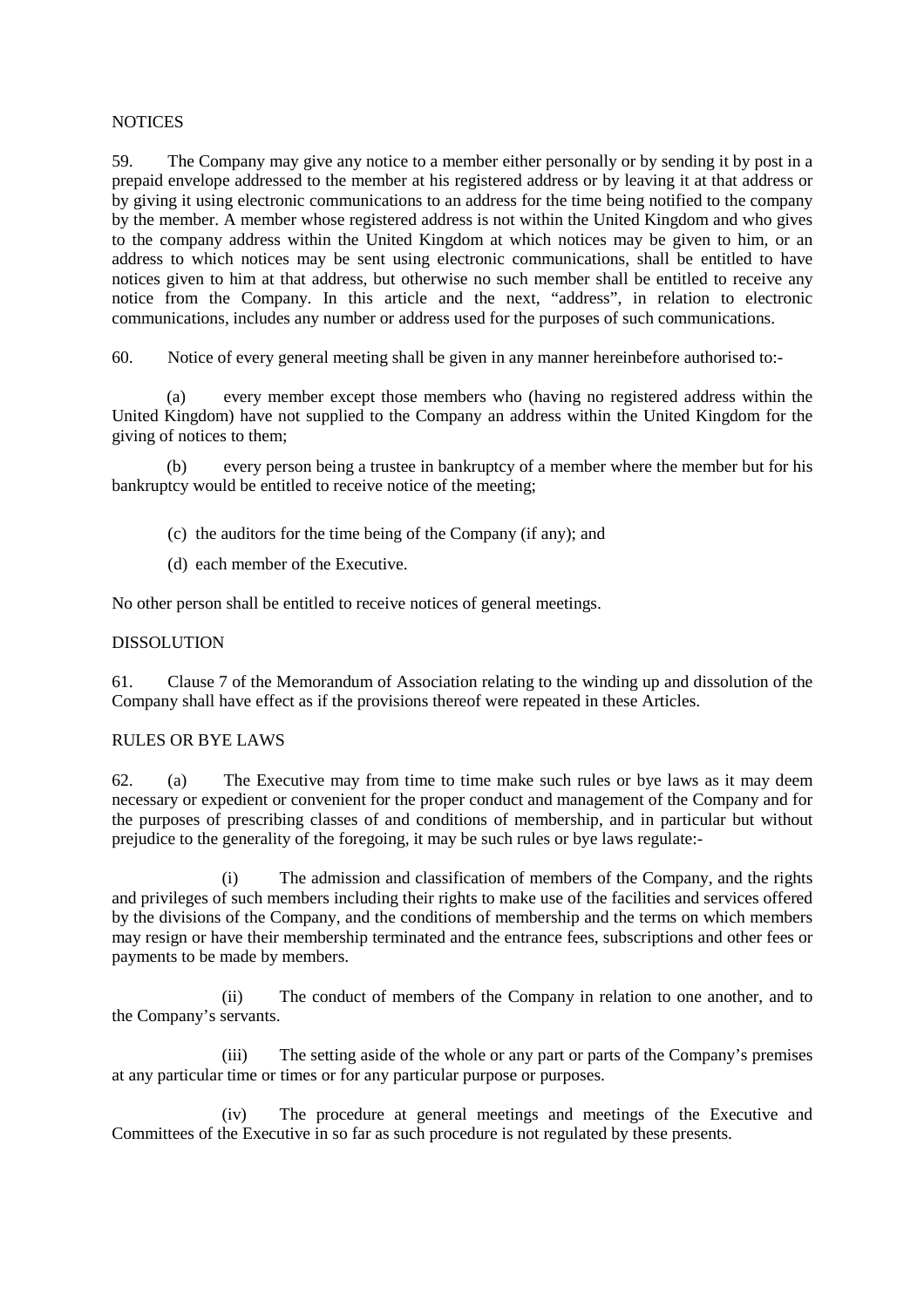## NOTICES

59. The Company may give any notice to a member either personally or by sending it by post in a prepaid envelope addressed to the member at his registered address or by leaving it at that address or by giving it using electronic communications to an address for the time being notified to the company by the member. A member whose registered address is not within the United Kingdom and who gives to the company address within the United Kingdom at which notices may be given to him, or an address to which notices may be sent using electronic communications, shall be entitled to have notices given to him at that address, but otherwise no such member shall be entitled to receive any notice from the Company. In this article and the next, "address", in relation to electronic communications, includes any number or address used for the purposes of such communications.

60. Notice of every general meeting shall be given in any manner hereinbefore authorised to:-

(a) every member except those members who (having no registered address within the United Kingdom) have not supplied to the Company an address within the United Kingdom for the giving of notices to them;

(b) every person being a trustee in bankruptcy of a member where the member but for his bankruptcy would be entitled to receive notice of the meeting;

(c) the auditors for the time being of the Company (if any); and

(d) each member of the Executive.

No other person shall be entitled to receive notices of general meetings.

## DISSOLUTION

61. Clause 7 of the Memorandum of Association relating to the winding up and dissolution of the Company shall have effect as if the provisions thereof were repeated in these Articles.

## RULES OR BYE LAWS

62. (a) The Executive may from time to time make such rules or bye laws as it may deem necessary or expedient or convenient for the proper conduct and management of the Company and for the purposes of prescribing classes of and conditions of membership, and in particular but without prejudice to the generality of the foregoing, it may be such rules or bye laws regulate:-

(i) The admission and classification of members of the Company, and the rights and privileges of such members including their rights to make use of the facilities and services offered by the divisions of the Company, and the conditions of membership and the terms on which members may resign or have their membership terminated and the entrance fees, subscriptions and other fees or payments to be made by members.

(ii) The conduct of members of the Company in relation to one another, and to the Company's servants.

(iii) The setting aside of the whole or any part or parts of the Company's premises at any particular time or times or for any particular purpose or purposes.

(iv) The procedure at general meetings and meetings of the Executive and Committees of the Executive in so far as such procedure is not regulated by these presents.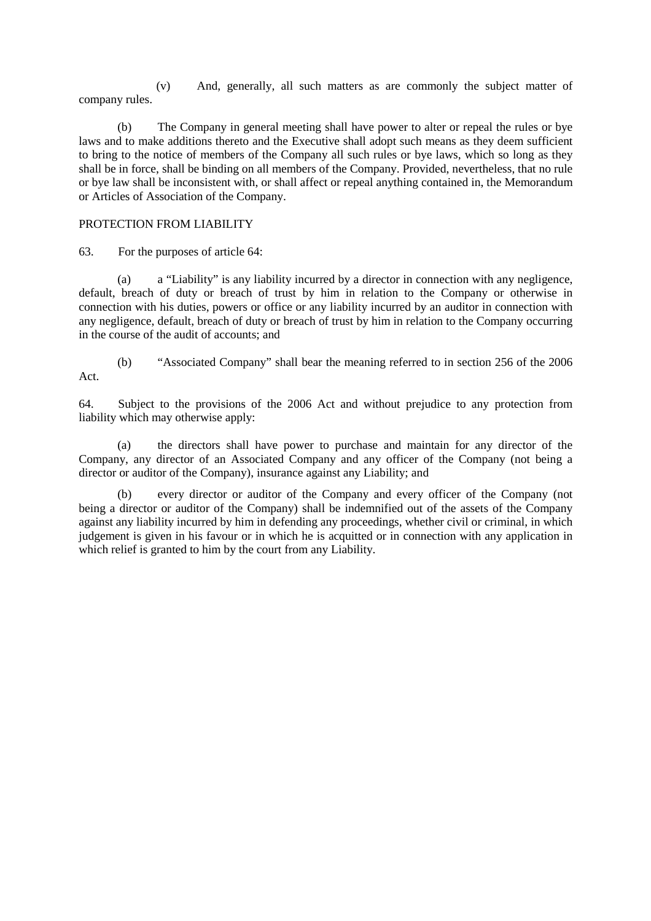(v) And, generally, all such matters as are commonly the subject matter of company rules.

(b) The Company in general meeting shall have power to alter or repeal the rules or bye laws and to make additions thereto and the Executive shall adopt such means as they deem sufficient to bring to the notice of members of the Company all such rules or bye laws, which so long as they shall be in force, shall be binding on all members of the Company. Provided, nevertheless, that no rule or bye law shall be inconsistent with, or shall affect or repeal anything contained in, the Memorandum or Articles of Association of the Company.

PROTECTION FROM LIABILITY

63. For the purposes of article 64:

(a) a "Liability" is any liability incurred by a director in connection with any negligence, default, breach of duty or breach of trust by him in relation to the Company or otherwise in connection with his duties, powers or office or any liability incurred by an auditor in connection with any negligence, default, breach of duty or breach of trust by him in relation to the Company occurring in the course of the audit of accounts; and

(b) "Associated Company" shall bear the meaning referred to in section 256 of the 2006 Act.

64. Subject to the provisions of the 2006 Act and without prejudice to any protection from liability which may otherwise apply:

(a) the directors shall have power to purchase and maintain for any director of the Company, any director of an Associated Company and any officer of the Company (not being a director or auditor of the Company), insurance against any Liability; and

(b) every director or auditor of the Company and every officer of the Company (not being a director or auditor of the Company) shall be indemnified out of the assets of the Company against any liability incurred by him in defending any proceedings, whether civil or criminal, in which judgement is given in his favour or in which he is acquitted or in connection with any application in which relief is granted to him by the court from any Liability.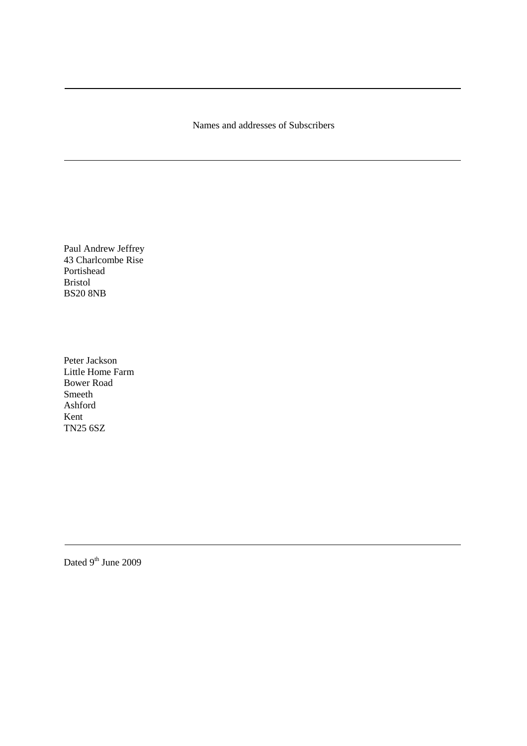---

Names and addresses of Subscribers

---

Paul Andrew Jeffrey
43 Charlcombe Rise
Portishead
Bristol
BS20 8NB

Peter Jackson
Little Home Farm
Bower Road
Smeeth
Ashford
Kent
TN25 6SZ

---

Dated 9th June 2009